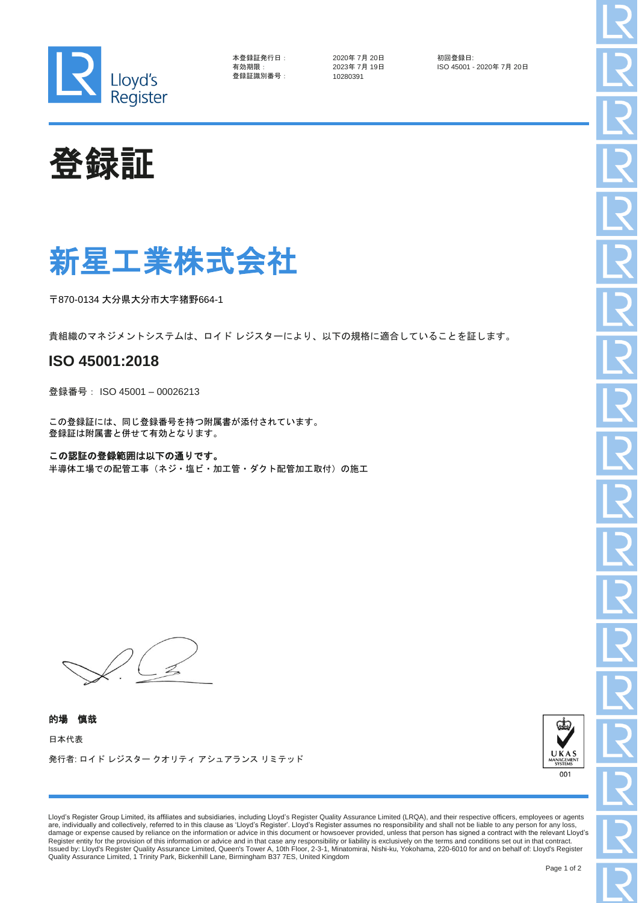Lloyd's Register

本登録証発行日： 2020年 7月 20日
有効期限： 2023年 7月 19日
登録証識別番号： 10280391

初回登録日:
ISO 45001 - 2020年 7月 20日

# 登録証

# 新星工業株式会社

〒870-0134 大分県大分市大字猪野664-1

貴組織のマネジメントシステムは、ロイド レジスターにより、以下の規格に適合していることを証します。

## ISO 45001:2018

登録番号： ISO 45001 – 00026213

この登録証には、同じ登録番号を持つ附属書が添付されています。
登録証は附属書と併せて有効となります。

**この認証の登録範囲は以下の通りです。**
半導体工場での配管工事（ネジ・塩ビ・加工管・ダクト配管加工取付）の施工

**的場　慎哉**

日本代表

発行者: ロイド レジスター クオリティ アシュアランス リミテッド

UKAS MANAGEMENT SYSTEMS
001

Lloyd's Register Group Limited, its affiliates and subsidiaries, including Lloyd's Register Quality Assurance Limited (LRQA), and their respective officers, employees or agents are, individually and collectively, referred to in this clause as 'Lloyd's Register'. Lloyd's Register assumes no responsibility and shall not be liable to any person for any loss, damage or expense caused by reliance on the information or advice in this document or howsoever provided, unless that person has signed a contract with the relevant Lloyd's Register entity for the provision of this information or advice and in that case any responsibility or liability is exclusively on the terms and conditions set out in that contract.
Issued by: Lloyd's Register Quality Assurance Limited, Queen's Tower A, 10th Floor, 2-3-1, Minatomirai, Nishi-ku, Yokohama, 220-6010 for and on behalf of: Lloyd's Register Quality Assurance Limited, 1 Trinity Park, Bickenhill Lane, Birmingham B37 7ES, United Kingdom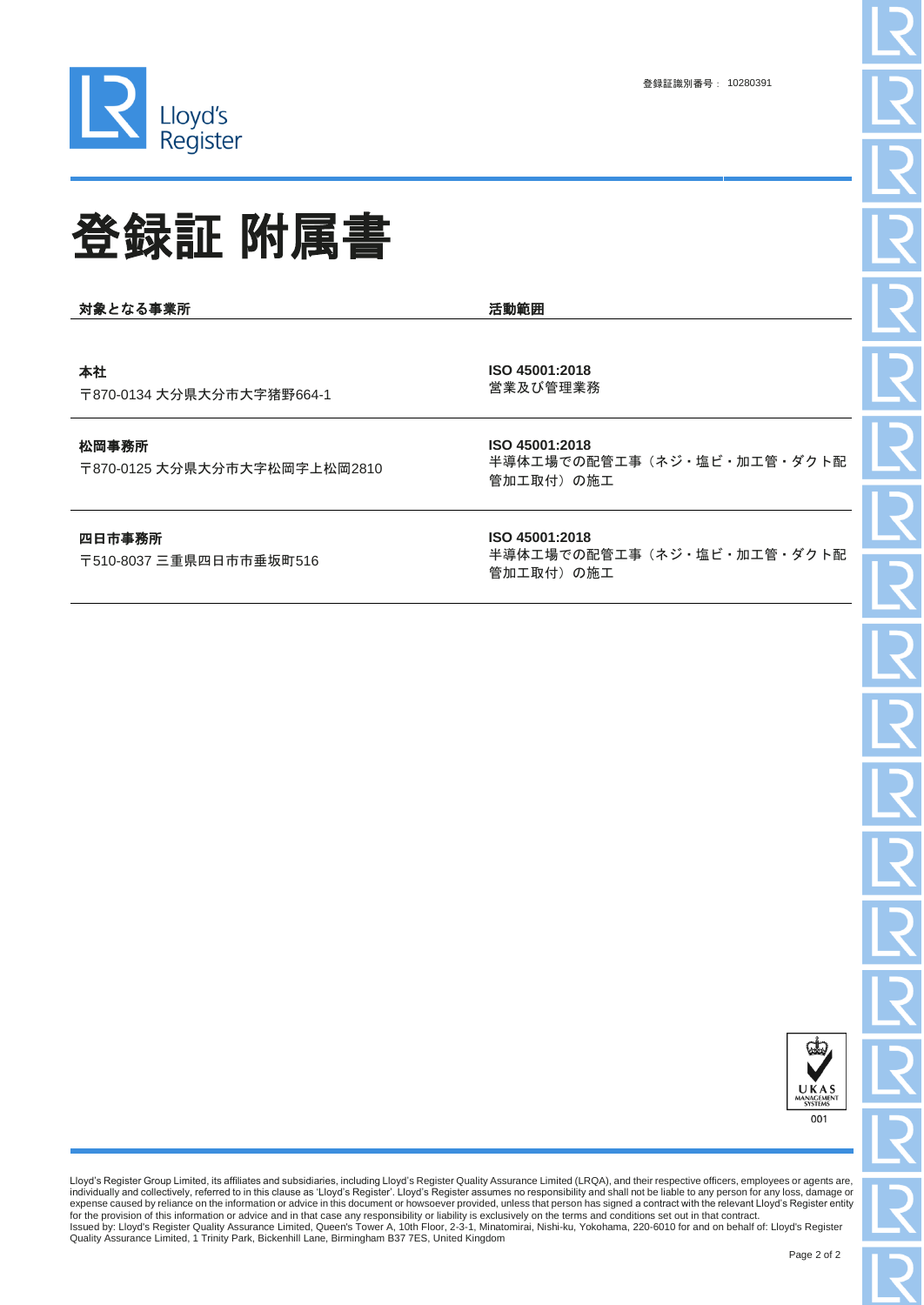登録証識別番号： 10280391

Lloyd's Register

# 登録証 附属書

| 対象となる事業所 | 活動範囲 |
| --- | --- |
| **本社**<br>〒870-0134 大分県大分市大字猪野664-1 | **ISO 45001:2018**<br>営業及び管理業務 |
| **松岡事務所**<br>〒870-0125 大分県大分市大字松岡字上松岡2810 | **ISO 45001:2018**<br>半導体工場での配管工事（ネジ・塩ビ・加工管・ダクト配管加工取付）の施工 |
| **四日市事務所**<br>〒510-8037 三重県四日市市垂坂町516 | **ISO 45001:2018**<br>半導体工場での配管工事（ネジ・塩ビ・加工管・ダクト配管加工取付）の施工 |

UKAS MANAGEMENT SYSTEMS
001

Lloyd's Register Group Limited, its affiliates and subsidiaries, including Lloyd's Register Quality Assurance Limited (LRQA), and their respective officers, employees or agents are, individually and collectively, referred to in this clause as 'Lloyd's Register'. Lloyd's Register assumes no responsibility and shall not be liable to any person for any loss, damage or expense caused by reliance on the information or advice in this document or howsoever provided, unless that person has signed a contract with the relevant Lloyd's Register entity for the provision of this information or advice and in that case any responsibility or liability is exclusively on the terms and conditions set out in that contract.
Issued by: Lloyd's Register Quality Assurance Limited, Queen's Tower A, 10th Floor, 2-3-1, Minatomirai, Nishi-ku, Yokohama, 220-6010 for and on behalf of: Lloyd's Register Quality Assurance Limited, 1 Trinity Park, Bickenhill Lane, Birmingham B37 7ES, United Kingdom